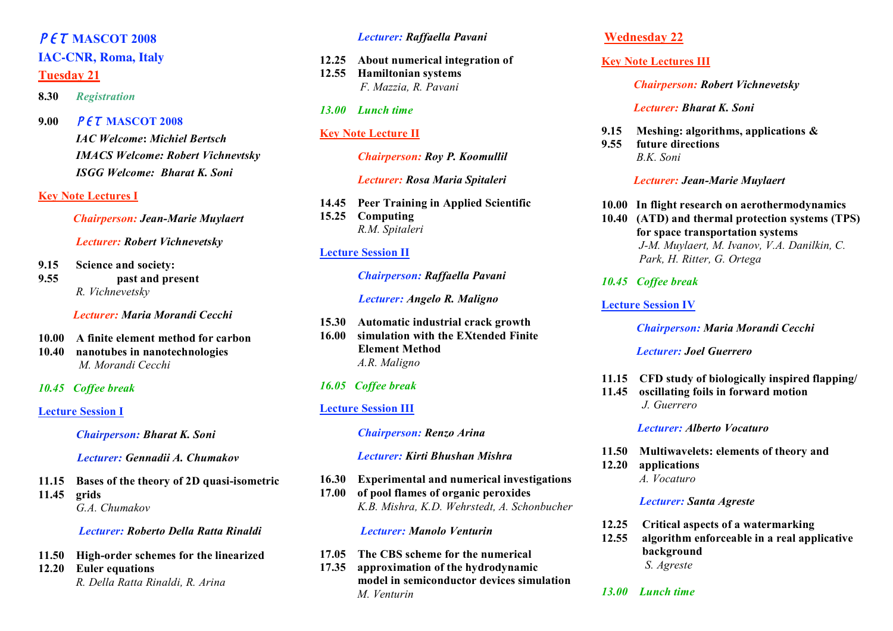# *PET* MASCOT 2008

## IAC-CNR, Roma, Italy

## Tuesday 21

**8.30** *Registration*

**9.00** ***PET* MASCOT 2008**

***IAC Welcome*: *Michiel Bertsch***

***IMACS Welcome: Robert Vichnevtsky***

***ISGG Welcome: Bharat K. Soni***

### Key Note Lectures I

*Chairperson:* ***Jean-Marie Muylaert***

*Lecturer:* ***Robert Vichnevetsky***

**9.15 Science and society:**
**9.55 past and present**
*R. Vichnevetsky*

*Lecturer:* ***Maria Morandi Cecchi***

**10.00 A finite element method for carbon**
**10.40 nanotubes in nanotechnologies**
*M. Morandi Cecchi*

*10.45 Coffee break*

### Lecture Session I

*Chairperson:* ***Bharat K. Soni***

*Lecturer:* ***Gennadii A. Chumakov***

**11.15 Bases of the theory of 2D quasi-isometric**
**11.45 grids**
*G.A. Chumakov*

*Lecturer:* ***Roberto Della Ratta Rinaldi***

**11.50 High-order schemes for the linearized**
**12.20 Euler equations**
*R. Della Ratta Rinaldi, R. Arina*

*Lecturer:* ***Raffaella Pavani***

**12.25 About numerical integration of**
**12.55 Hamiltonian systems**
*F. Mazzia, R. Pavani*

*13.00 Lunch time*

### Key Note Lecture II

*Chairperson:* ***Roy P. Koomullil***

*Lecturer:* ***Rosa Maria Spitaleri***

**14.45 Peer Training in Applied Scientific**
**15.25 Computing**
*R.M. Spitaleri*

### Lecture Session II

*Chairperson:* ***Raffaella Pavani***

*Lecturer:* ***Angelo R. Maligno***

**15.30 Automatic industrial crack growth**
**16.00 simulation with the EXtended Finite Element Method**
*A.R. Maligno*

*16.05 Coffee break*

### Lecture Session III

*Chairperson:* ***Renzo Arina***

*Lecturer:* ***Kirti Bhushan Mishra***

**16.30 Experimental and numerical investigations**
**17.00 of pool flames of organic peroxides**
*K.B. Mishra, K.D. Wehrstedt, A. Schonbucher*

*Lecturer:* ***Manolo Venturin***

**17.05 The CBS scheme for the numerical**
**17.35 approximation of the hydrodynamic model in semiconductor devices simulation**
*M. Venturin*

## Wednesday 22

### Key Note Lectures III

*Chairperson:* ***Robert Vichnevetsky***

*Lecturer:* ***Bharat K. Soni***

**9.15 Meshing: algorithms, applications &**
**9.55 future directions**
*B.K. Soni*

*Lecturer:* ***Jean-Marie Muylaert***

**10.00 In flight research on aerothermodynamics**
**10.40 (ATD) and thermal protection systems (TPS) for space transportation systems**
*J-M. Muylaert, M. Ivanov, V.A. Danilkin, C. Park, H. Ritter, G. Ortega*

*10.45 Coffee break*

### Lecture Session IV

*Chairperson:* ***Maria Morandi Cecchi***

*Lecturer:* ***Joel Guerrero***

**11.15 CFD study of biologically inspired flapping/**
**11.45 oscillating foils in forward motion**
*J. Guerrero*

*Lecturer:* ***Alberto Vocaturo***

**11.50 Multiwavelets: elements of theory and**
**12.20 applications**
*A. Vocaturo*

*Lecturer:* ***Santa Agreste***

**12.25 Critical aspects of a watermarking**
**12.55 algorithm enforceable in a real applicative background**
*S. Agreste*

*13.00 Lunch time*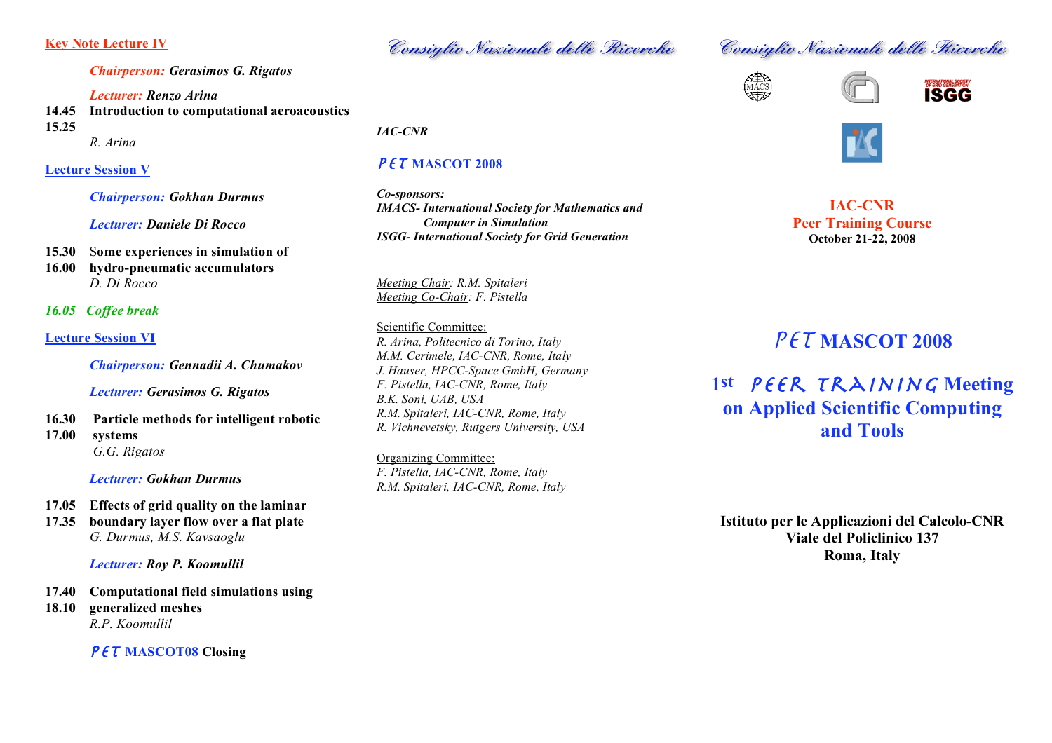**Key Note Lecture IV**

*Chairperson: Gerasimos G. Rigatos*

*Lecturer: Renzo Arina*

**14.45 – 15.25 Introduction to computational aeroacoustics**
*R. Arina*

**Lecture Session V**

*Chairperson: Gokhan Durmus*

*Lecturer: Daniele Di Rocco*

**15.30 – 16.00 Some experiences in simulation of hydro-pneumatic accumulators**
*D. Di Rocco*

*16.05 Coffee break*

**Lecture Session VI**

*Chairperson: Gennadii A. Chumakov*

*Lecturer: Gerasimos G. Rigatos*

**16.30 – 17.00 Particle methods for intelligent robotic systems**
*G.G. Rigatos*

*Lecturer: Gokhan Durmus*

**17.05 – 17.35 Effects of grid quality on the laminar boundary layer flow over a flat plate**
*G. Durmus, M.S. Kavsaoglu*

*Lecturer: Roy P. Koomullil*

**17.40 – 18.10 Computational field simulations using generalized meshes**
*R.P. Koomullil*

**PET MASCOT08 Closing**

Consiglio Nazionale delle Ricerche

*IAC-CNR*

**PET MASCOT 2008**

***Co-sponsors:***
***IMACS- International Society for Mathematics and Computer in Simulation***
***ISGG- International Society for Grid Generation***

*Meeting Chair: R.M. Spitaleri*
*Meeting Co-Chair: F. Pistella*

Scientific Committee:
*R. Arina, Politecnico di Torino, Italy*
*M.M. Cerimele, IAC-CNR, Rome, Italy*
*J. Hauser, HPCC-Space GmbH, Germany*
*F. Pistella, IAC-CNR, Rome, Italy*
*B.K. Soni, UAB, USA*
*R.M. Spitaleri, IAC-CNR, Rome, Italy*
*R. Vichnevetsky, Rutgers University, USA*

Organizing Committee:
*F. Pistella, IAC-CNR, Rome, Italy*
*R.M. Spitaleri, IAC-CNR, Rome, Italy*

Consiglio Nazionale delle Ricerche

IMACS

ISGG

**IAC-CNR**
**Peer Training Course**
**October 21-22, 2008**

# PET MASCOT 2008

## 1st PEER TRAINING Meeting on Applied Scientific Computing and Tools

**Istituto per le Applicazioni del Calcolo-CNR**
**Viale del Policlinico 137**
**Roma, Italy**